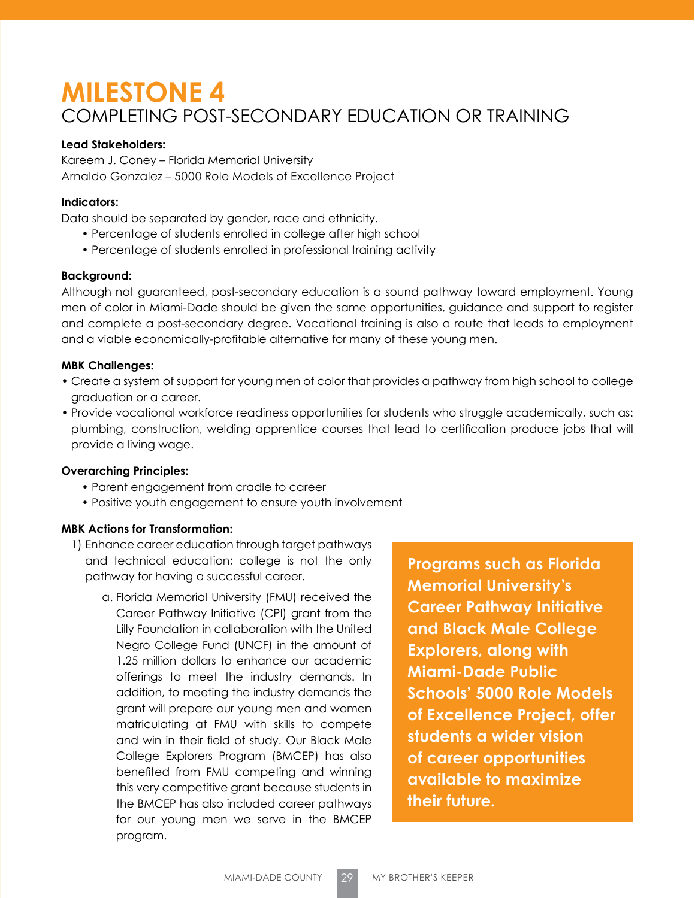# MILESTONE 4
## COMPLETING POST-SECONDARY EDUCATION OR TRAINING

**Lead Stakeholders:**
Kareem J. Coney – Florida Memorial University
Arnaldo Gonzalez – 5000 Role Models of Excellence Project

**Indicators:**
Data should be separated by gender, race and ethnicity.

- Percentage of students enrolled in college after high school
- Percentage of students enrolled in professional training activity

**Background:**
Although not guaranteed, post-secondary education is a sound pathway toward employment. Young men of color in Miami-Dade should be given the same opportunities, guidance and support to register and complete a post-secondary degree. Vocational training is also a route that leads to employment and a viable economically-profitable alternative for many of these young men.

**MBK Challenges:**

- Create a system of support for young men of color that provides a pathway from high school to college graduation or a career.
- Provide vocational workforce readiness opportunities for students who struggle academically, such as: plumbing, construction, welding apprentice courses that lead to certification produce jobs that will provide a living wage.

**Overarching Principles:**

- Parent engagement from cradle to career
- Positive youth engagement to ensure youth involvement

**MBK Actions for Transformation:**

1) Enhance career education through target pathways and technical education; college is not the only pathway for having a successful career.

   a. Florida Memorial University (FMU) received the Career Pathway Initiative (CPI) grant from the Lilly Foundation in collaboration with the United Negro College Fund (UNCF) in the amount of 1.25 million dollars to enhance our academic offerings to meet the industry demands. In addition, to meeting the industry demands the grant will prepare our young men and women matriculating at FMU with skills to compete and win in their field of study. Our Black Male College Explorers Program (BMCEP) has also benefited from FMU competing and winning this very competitive grant because students in the BMCEP has also included career pathways for our young men we serve in the BMCEP program.

**Programs such as Florida Memorial University's Career Pathway Initiative and Black Male College Explorers, along with Miami-Dade Public Schools' 5000 Role Models of Excellence Project, offer students a wider vision of career opportunities available to maximize their future.**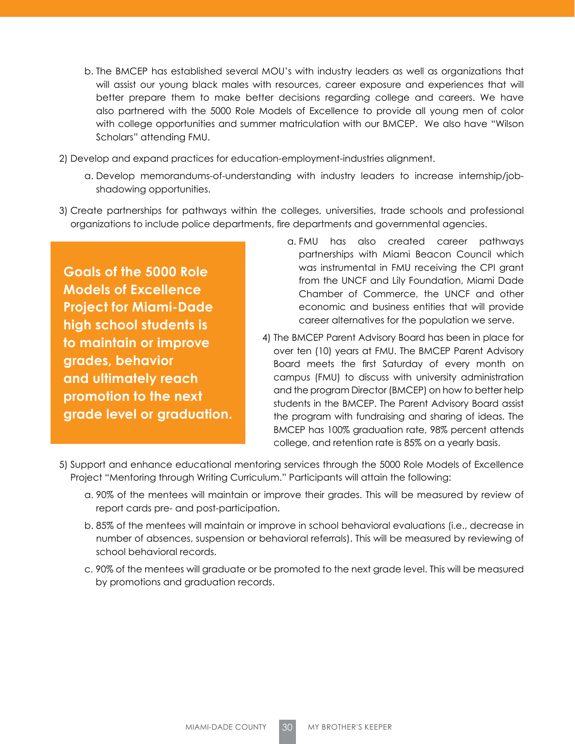b. The BMCEP has established several MOU's with industry leaders as well as organizations that will assist our young black males with resources, career exposure and experiences that will better prepare them to make better decisions regarding college and careers. We have also partnered with the 5000 Role Models of Excellence to provide all young men of color with college opportunities and summer matriculation with our BMCEP. We also have "Wilson Scholars" attending FMU.

2) Develop and expand practices for education-employment-industries alignment.

   a. Develop memorandums-of-understanding with industry leaders to increase internship/job-shadowing opportunities.

3) Create partnerships for pathways within the colleges, universities, trade schools and professional organizations to include police departments, fire departments and governmental agencies.

   a. FMU has also created career pathways partnerships with Miami Beacon Council which was instrumental in FMU receiving the CPI grant from the UNCF and Lily Foundation, Miami Dade Chamber of Commerce, the UNCF and other economic and business entities that will provide career alternatives for the population we serve.

4) The BMCEP Parent Advisory Board has been in place for over ten (10) years at FMU. The BMCEP Parent Advisory Board meets the first Saturday of every month on campus (FMU) to discuss with university administration and the program Director (BMCEP) on how to better help students in the BMCEP. The Parent Advisory Board assist the program with fundraising and sharing of ideas. The BMCEP has 100% graduation rate, 98% percent attends college, and retention rate is 85% on a yearly basis.

**Goals of the 5000 Role Models of Excellence Project for Miami-Dade high school students is to maintain or improve grades, behavior and ultimately reach promotion to the next grade level or graduation.**

5) Support and enhance educational mentoring services through the 5000 Role Models of Excellence Project "Mentoring through Writing Curriculum." Participants will attain the following:

   a. 90% of the mentees will maintain or improve their grades. This will be measured by review of report cards pre- and post-participation.

   b. 85% of the mentees will maintain or improve in school behavioral evaluations (i.e., decrease in number of absences, suspension or behavioral referrals). This will be measured by reviewing of school behavioral records.

   c. 90% of the mentees will graduate or be promoted to the next grade level. This will be measured by promotions and graduation records.